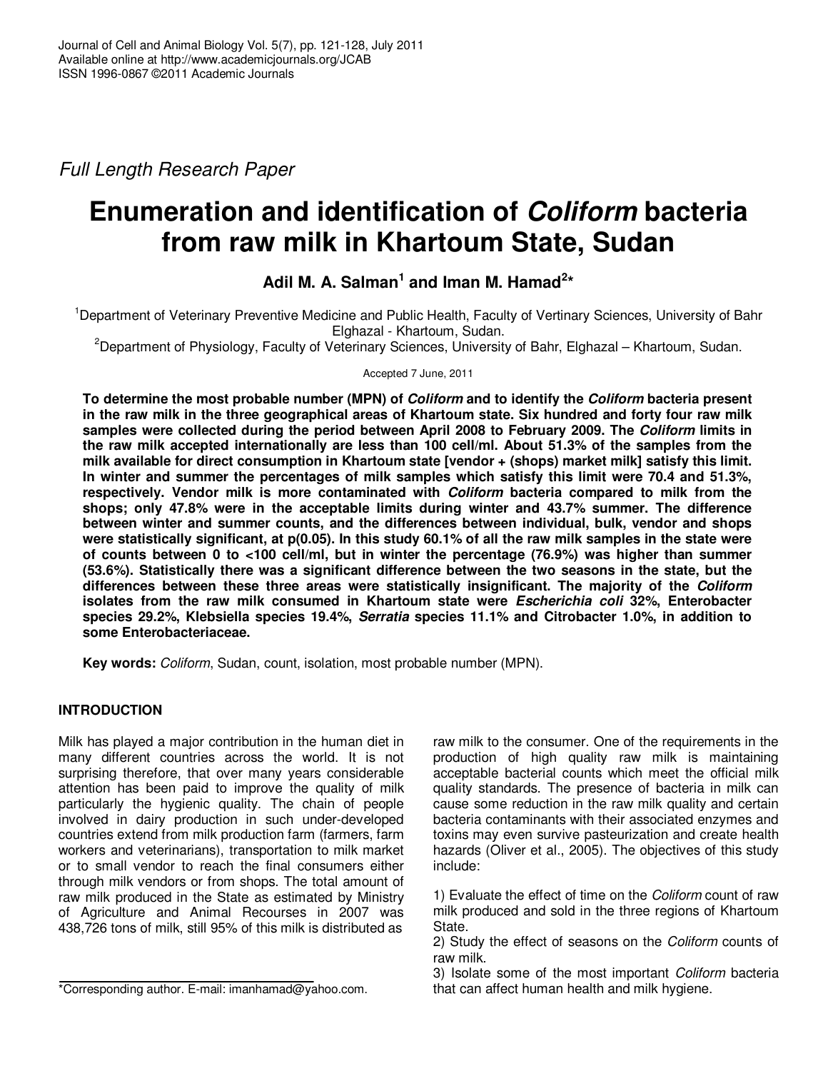*Full Length Research Paper*

# Enumeration and identification of *Coliform* bacteria from raw milk in Khartoum State, Sudan

**Adil M. A. Salman[1] and Iman M. Hamad[2]***

[1]Department of Veterinary Preventive Medicine and Public Health, Faculty of Vertinary Sciences, University of Bahr Elghazal - Khartoum, Sudan.

[2]Department of Physiology, Faculty of Veterinary Sciences, University of Bahr, Elghazal – Khartoum, Sudan.

Accepted 7 June, 2011

**To determine the most probable number (MPN) of *Coliform* and to identify the *Coliform* bacteria present in the raw milk in the three geographical areas of Khartoum state. Six hundred and forty four raw milk samples were collected during the period between April 2008 to February 2009. The *Coliform* limits in the raw milk accepted internationally are less than 100 cell/ml. About 51.3% of the samples from the milk available for direct consumption in Khartoum state [vendor + (shops) market milk] satisfy this limit. In winter and summer the percentages of milk samples which satisfy this limit were 70.4 and 51.3%, respectively. Vendor milk is more contaminated with *Coliform* bacteria compared to milk from the shops; only 47.8% were in the acceptable limits during winter and 43.7% summer. The difference between winter and summer counts, and the differences between individual, bulk, vendor and shops were statistically significant, at p(0.05). In this study 60.1% of all the raw milk samples in the state were of counts between 0 to <100 cell/ml, but in winter the percentage (76.9%) was higher than summer (53.6%). Statistically there was a significant difference between the two seasons in the state, but the differences between these three areas were statistically insignificant. The majority of the *Coliform* isolates from the raw milk consumed in Khartoum state were *Escherichia coli* 32%, Enterobacter species 29.2%, Klebsiella species 19.4%, *Serratia* species 11.1% and Citrobacter 1.0%, in addition to some Enterobacteriaceae.**

**Key words:** *Coliform*, Sudan, count, isolation, most probable number (MPN).

## INTRODUCTION

Milk has played a major contribution in the human diet in many different countries across the world. It is not surprising therefore, that over many years considerable attention has been paid to improve the quality of milk particularly the hygienic quality. The chain of people involved in dairy production in such under-developed countries extend from milk production farm (farmers, farm workers and veterinarians), transportation to milk market or to small vendor to reach the final consumers either through milk vendors or from shops. The total amount of raw milk produced in the State as estimated by Ministry of Agriculture and Animal Recourses in 2007 was 438,726 tons of milk, still 95% of this milk is distributed as raw milk to the consumer. One of the requirements in the production of high quality raw milk is maintaining acceptable bacterial counts which meet the official milk quality standards. The presence of bacteria in milk can cause some reduction in the raw milk quality and certain bacteria contaminants with their associated enzymes and toxins may even survive pasteurization and create health hazards (Oliver et al., 2005). The objectives of this study include:

1) Evaluate the effect of time on the *Coliform* count of raw milk produced and sold in the three regions of Khartoum State.
2) Study the effect of seasons on the *Coliform* counts of raw milk.
3) Isolate some of the most important *Coliform* bacteria that can affect human health and milk hygiene.

*Corresponding author. E-mail: imanhamad@yahoo.com.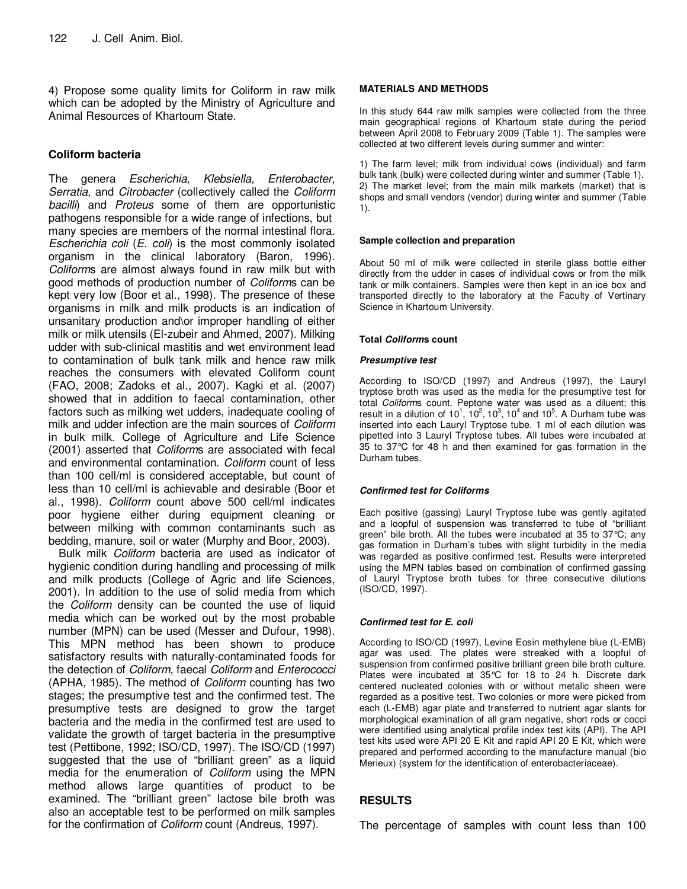4) Propose some quality limits for Coliform in raw milk which can be adopted by the Ministry of Agriculture and Animal Resources of Khartoum State.

## Coliform bacteria

The genera *Escherichia, Klebsiella, Enterobacter, Serratia,* and *Citrobacter* (collectively called the *Coliform bacilli*) and *Proteus* some of them are opportunistic pathogens responsible for a wide range of infections, but many species are members of the normal intestinal flora. *Escherichia coli* (*E. coli*) is the most commonly isolated organism in the clinical laboratory (Baron, 1996). *Coliform*s are almost always found in raw milk but with good methods of production number of *Coliform*s can be kept very low (Boor et al., 1998). The presence of these organisms in milk and milk products is an indication of unsanitary production and\or improper handling of either milk or milk utensils (El-zubeir and Ahmed, 2007). Milking udder with sub-clinical mastitis and wet environment lead to contamination of bulk tank milk and hence raw milk reaches the consumers with elevated Coliform count (FAO, 2008; Zadoks et al., 2007). Kagki et al. (2007) showed that in addition to faecal contamination, other factors such as milking wet udders, inadequate cooling of milk and udder infection are the main sources of *Coliform* in bulk milk. College of Agriculture and Life Science (2001) asserted that *Coliform*s are associated with fecal and environmental contamination. *Coliform* count of less than 100 cell/ml is considered acceptable, but count of less than 10 cell/ml is achievable and desirable (Boor et al., 1998). *Coliform* count above 500 cell/ml indicates poor hygiene either during equipment cleaning or between milking with common contaminants such as bedding, manure, soil or water (Murphy and Boor, 2003).

Bulk milk *Coliform* bacteria are used as indicator of hygienic condition during handling and processing of milk and milk products (College of Agric and life Sciences, 2001). In addition to the use of solid media from which the *Coliform* density can be counted the use of liquid media which can be worked out by the most probable number (MPN) can be used (Messer and Dufour, 1998). This MPN method has been shown to produce satisfactory results with naturally-contaminated foods for the detection of *Coliform*, faecal *Coliform* and *Enterococci* (APHA, 1985). The method of *Coliform* counting has two stages; the presumptive test and the confirmed test. The presumptive tests are designed to grow the target bacteria and the media in the confirmed test are used to validate the growth of target bacteria in the presumptive test (Pettibone, 1992; ISO/CD, 1997). The ISO/CD (1997) suggested that the use of "brilliant green" as a liquid media for the enumeration of *Coliform* using the MPN method allows large quantities of product to be examined. The "brilliant green" lactose bile broth was also an acceptable test to be performed on milk samples for the confirmation of *Coliform* count (Andreus, 1997).

## MATERIALS AND METHODS

In this study 644 raw milk samples were collected from the three main geographical regions of Khartoum state during the period between April 2008 to February 2009 (Table 1). The samples were collected at two different levels during summer and winter:

1) The farm level; milk from individual cows (individual) and farm bulk tank (bulk) were collected during winter and summer (Table 1).
2) The market level; from the main milk markets (market) that is shops and small vendors (vendor) during winter and summer (Table 1).

### Sample collection and preparation

About 50 ml of milk were collected in sterile glass bottle either directly from the udder in cases of individual cows or from the milk tank or milk containers. Samples were then kept in an ice box and transported directly to the laboratory at the Faculty of Vertinary Science in Khartoum University.

### Total *Coliform*s count

#### *Presumptive test*

According to ISO/CD (1997) and Andreus (1997), the Lauryl tryptose broth was used as the media for the presumptive test for total *Coliform*s count. Peptone water was used as a diluent; this result in a dilution of $10^1$, $10^2$, $10^3$, $10^4$ and $10^5$. A Durham tube was inserted into each Lauryl Tryptose tube. 1 ml of each dilution was pipetted into 3 Lauryl Tryptose tubes. All tubes were incubated at 35 to 37°C for 48 h and then examined for gas formation in the Durham tubes.

#### *Confirmed test for Coliforms*

Each positive (gassing) Lauryl Tryptose tube was gently agitated and a loopful of suspension was transferred to tube of "brilliant green" bile broth. All the tubes were incubated at 35 to 37°C; any gas formation in Durham's tubes with slight turbidity in the media was regarded as positive confirmed test. Results were interpreted using the MPN tables based on combination of confirmed gassing of Lauryl Tryptose broth tubes for three consecutive dilutions (ISO/CD, 1997).

#### *Confirmed test for E. coli*

According to ISO/CD (1997), Levine Eosin methylene blue (L-EMB) agar was used. The plates were streaked with a loopful of suspension from confirmed positive brilliant green bile broth culture. Plates were incubated at 35°C for 18 to 24 h. Discrete dark centered nucleated colonies with or without metalic sheen were regarded as a positive test. Two colonies or more were picked from each (L-EMB) agar plate and transferred to nutrient agar slants for morphological examination of all gram negative, short rods or cocci were identified using analytical profile index test kits (API). The API test kits used were API 20 E Kit and rapid API 20 E Kit, which were prepared and performed according to the manufacture manual (bio Merieux) (system for the identification of enterobacteriaceae).

## RESULTS

The percentage of samples with count less than 100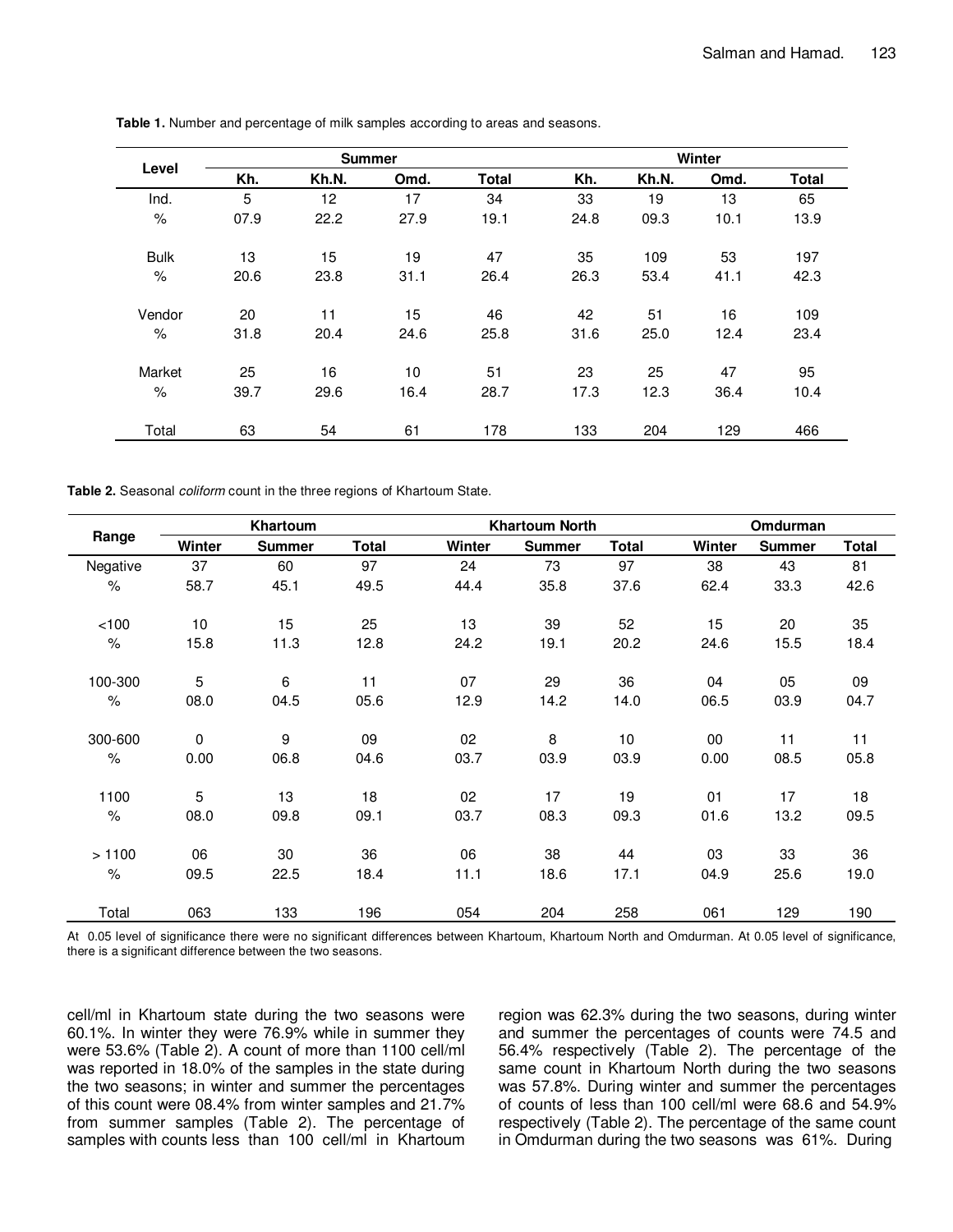**Table 1.** Number and percentage of milk samples according to areas and seasons.

| Level | Summer | | | | Winter | | | |
|---|---|---|---|---|---|---|---|---|
| | Kh. | Kh.N. | Omd. | Total | Kh. | Kh.N. | Omd. | Total |
| Ind. | 5 | 12 | 17 | 34 | 33 | 19 | 13 | 65 |
| % | 07.9 | 22.2 | 27.9 | 19.1 | 24.8 | 09.3 | 10.1 | 13.9 |
| Bulk | 13 | 15 | 19 | 47 | 35 | 109 | 53 | 197 |
| % | 20.6 | 23.8 | 31.1 | 26.4 | 26.3 | 53.4 | 41.1 | 42.3 |
| Vendor | 20 | 11 | 15 | 46 | 42 | 51 | 16 | 109 |
| % | 31.8 | 20.4 | 24.6 | 25.8 | 31.6 | 25.0 | 12.4 | 23.4 |
| Market | 25 | 16 | 10 | 51 | 23 | 25 | 47 | 95 |
| % | 39.7 | 29.6 | 16.4 | 28.7 | 17.3 | 12.3 | 36.4 | 10.4 |
| Total | 63 | 54 | 61 | 178 | 133 | 204 | 129 | 466 |

**Table 2.** Seasonal *coliform* count in the three regions of Khartoum State.

| Range | Khartoum | | | Khartoum North | | | Omdurman | | |
|---|---|---|---|---|---|---|---|---|---|
| | Winter | Summer | Total | Winter | Summer | Total | Winter | Summer | Total |
| Negative | 37 | 60 | 97 | 24 | 73 | 97 | 38 | 43 | 81 |
| % | 58.7 | 45.1 | 49.5 | 44.4 | 35.8 | 37.6 | 62.4 | 33.3 | 42.6 |
| <100 | 10 | 15 | 25 | 13 | 39 | 52 | 15 | 20 | 35 |
| % | 15.8 | 11.3 | 12.8 | 24.2 | 19.1 | 20.2 | 24.6 | 15.5 | 18.4 |
| 100-300 | 5 | 6 | 11 | 07 | 29 | 36 | 04 | 05 | 09 |
| % | 08.0 | 04.5 | 05.6 | 12.9 | 14.2 | 14.0 | 06.5 | 03.9 | 04.7 |
| 300-600 | 0 | 9 | 09 | 02 | 8 | 10 | 00 | 11 | 11 |
| % | 0.00 | 06.8 | 04.6 | 03.7 | 03.9 | 03.9 | 0.00 | 08.5 | 05.8 |
| 1100 | 5 | 13 | 18 | 02 | 17 | 19 | 01 | 17 | 18 |
| % | 08.0 | 09.8 | 09.1 | 03.7 | 08.3 | 09.3 | 01.6 | 13.2 | 09.5 |
| > 1100 | 06 | 30 | 36 | 06 | 38 | 44 | 03 | 33 | 36 |
| % | 09.5 | 22.5 | 18.4 | 11.1 | 18.6 | 17.1 | 04.9 | 25.6 | 19.0 |
| Total | 063 | 133 | 196 | 054 | 204 | 258 | 061 | 129 | 190 |

At 0.05 level of significance there were no significant differences between Khartoum, Khartoum North and Omdurman. At 0.05 level of significance, there is a significant difference between the two seasons.

cell/ml in Khartoum state during the two seasons were 60.1%. In winter they were 76.9% while in summer they were 53.6% (Table 2). A count of more than 1100 cell/ml was reported in 18.0% of the samples in the state during the two seasons; in winter and summer the percentages of this count were 08.4% from winter samples and 21.7% from summer samples (Table 2). The percentage of samples with counts less than 100 cell/ml in Khartoum region was 62.3% during the two seasons, during winter and summer the percentages of counts were 74.5 and 56.4% respectively (Table 2). The percentage of the same count in Khartoum North during the two seasons was 57.8%. During winter and summer the percentages of counts of less than 100 cell/ml were 68.6 and 54.9% respectively (Table 2). The percentage of the same count in Omdurman during the two seasons was 61%. During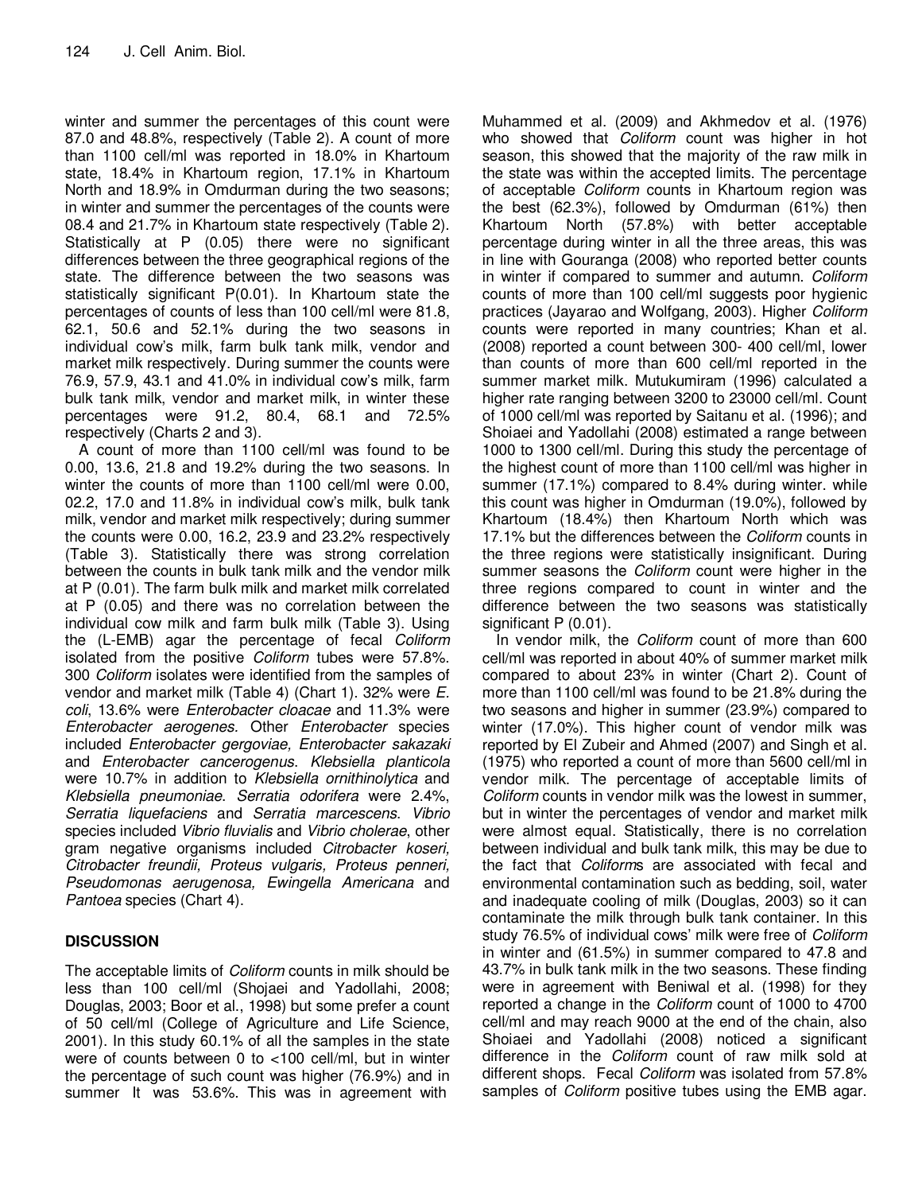winter and summer the percentages of this count were 87.0 and 48.8%, respectively (Table 2). A count of more than 1100 cell/ml was reported in 18.0% in Khartoum state, 18.4% in Khartoum region, 17.1% in Khartoum North and 18.9% in Omdurman during the two seasons; in winter and summer the percentages of the counts were 08.4 and 21.7% in Khartoum state respectively (Table 2). Statistically at P (0.05) there were no significant differences between the three geographical regions of the state. The difference between the two seasons was statistically significant P(0.01). In Khartoum state the percentages of counts of less than 100 cell/ml were 81.8, 62.1, 50.6 and 52.1% during the two seasons in individual cow's milk, farm bulk tank milk, vendor and market milk respectively. During summer the counts were 76.9, 57.9, 43.1 and 41.0% in individual cow's milk, farm bulk tank milk, vendor and market milk, in winter these percentages were 91.2, 80.4, 68.1 and 72.5% respectively (Charts 2 and 3).

A count of more than 1100 cell/ml was found to be 0.00, 13.6, 21.8 and 19.2% during the two seasons. In winter the counts of more than 1100 cell/ml were 0.00, 02.2, 17.0 and 11.8% in individual cow's milk, bulk tank milk, vendor and market milk respectively; during summer the counts were 0.00, 16.2, 23.9 and 23.2% respectively (Table 3). Statistically there was strong correlation between the counts in bulk tank milk and the vendor milk at P (0.01). The farm bulk milk and market milk correlated at P (0.05) and there was no correlation between the individual cow milk and farm bulk milk (Table 3). Using the (L-EMB) agar the percentage of fecal *Coliform* isolated from the positive *Coliform* tubes were 57.8%. 300 *Coliform* isolates were identified from the samples of vendor and market milk (Table 4) (Chart 1). 32% were *E. coli*, 13.6% were *Enterobacter cloacae* and 11.3% were *Enterobacter aerogenes.* Other *Enterobacter* species included *Enterobacter gergoviae, Enterobacter sakazaki* and *Enterobacter cancerogenus*. *Klebsiella planticola* were 10.7% in addition to *Klebsiella ornithinolytica* and *Klebsiella pneumoniae*. *Serratia odorifera* were 2.4%, *Serratia liquefaciens* and *Serratia marcescens*. *Vibrio* species included *Vibrio fluvialis* and *Vibrio cholerae*, other gram negative organisms included *Citrobacter koseri, Citrobacter freundii, Proteus vulgaris, Proteus penneri, Pseudomonas aerugenosa, Ewingella Americana* and *Pantoea* species (Chart 4).

## DISCUSSION

The acceptable limits of *Coliform* counts in milk should be less than 100 cell/ml (Shojaei and Yadollahi, 2008; Douglas, 2003; Boor et al., 1998) but some prefer a count of 50 cell/ml (College of Agriculture and Life Science, 2001). In this study 60.1% of all the samples in the state were of counts between 0 to <100 cell/ml, but in winter the percentage of such count was higher (76.9%) and in summer It was 53.6%. This was in agreement with Muhammed et al. (2009) and Akhmedov et al. (1976) who showed that *Coliform* count was higher in hot season, this showed that the majority of the raw milk in the state was within the accepted limits. The percentage of acceptable *Coliform* counts in Khartoum region was the best (62.3%), followed by Omdurman (61%) then Khartoum North (57.8%) with better acceptable percentage during winter in all the three areas, this was in line with Gouranga (2008) who reported better counts in winter if compared to summer and autumn. *Coliform* counts of more than 100 cell/ml suggests poor hygienic practices (Jayarao and Wolfgang, 2003). Higher *Coliform* counts were reported in many countries; Khan et al. (2008) reported a count between 300- 400 cell/ml, lower than counts of more than 600 cell/ml reported in the summer market milk. Mutukumiram (1996) calculated a higher rate ranging between 3200 to 23000 cell/ml. Count of 1000 cell/ml was reported by Saitanu et al. (1996); and Shoiaei and Yadollahi (2008) estimated a range between 1000 to 1300 cell/ml. During this study the percentage of the highest count of more than 1100 cell/ml was higher in summer (17.1%) compared to 8.4% during winter. while this count was higher in Omdurman (19.0%), followed by Khartoum (18.4%) then Khartoum North which was 17.1% but the differences between the *Coliform* counts in the three regions were statistically insignificant. During summer seasons the *Coliform* count were higher in the three regions compared to count in winter and the difference between the two seasons was statistically significant P (0.01).

In vendor milk, the *Coliform* count of more than 600 cell/ml was reported in about 40% of summer market milk compared to about 23% in winter (Chart 2). Count of more than 1100 cell/ml was found to be 21.8% during the two seasons and higher in summer (23.9%) compared to winter (17.0%). This higher count of vendor milk was reported by El Zubeir and Ahmed (2007) and Singh et al. (1975) who reported a count of more than 5600 cell/ml in vendor milk. The percentage of acceptable limits of *Coliform* counts in vendor milk was the lowest in summer, but in winter the percentages of vendor and market milk were almost equal. Statistically, there is no correlation between individual and bulk tank milk, this may be due to the fact that *Coliform*s are associated with fecal and environmental contamination such as bedding, soil, water and inadequate cooling of milk (Douglas, 2003) so it can contaminate the milk through bulk tank container. In this study 76.5% of individual cows' milk were free of *Coliform* in winter and (61.5%) in summer compared to 47.8 and 43.7% in bulk tank milk in the two seasons. These finding were in agreement with Beniwal et al. (1998) for they reported a change in the *Coliform* count of 1000 to 4700 cell/ml and may reach 9000 at the end of the chain, also Shoiaei and Yadollahi (2008) noticed a significant difference in the *Coliform* count of raw milk sold at different shops. Fecal *Coliform* was isolated from 57.8% samples of *Coliform* positive tubes using the EMB agar.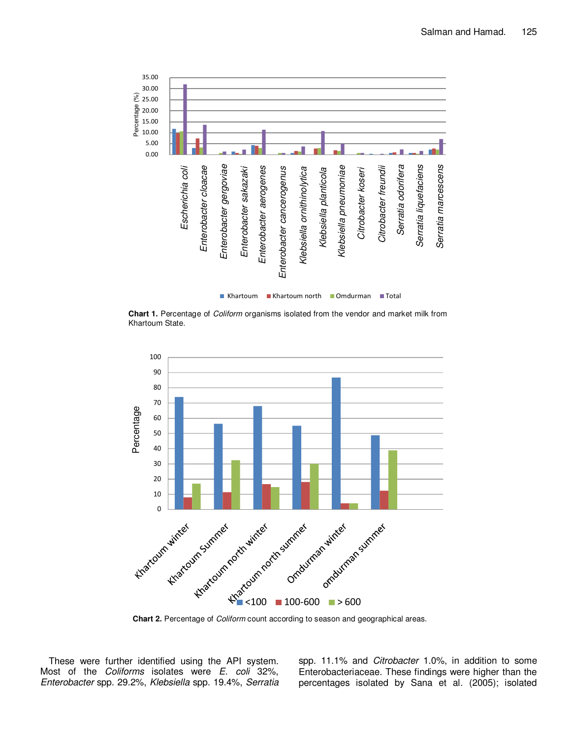**Chart 1.** Percentage of *Coliform* organisms isolated from the vendor and market milk from Khartoum State.

**Chart 2.** Percentage of *Coliform* count according to season and geographical areas.

These were further identified using the API system. Most of the *Coliforms* isolates were *E. coli* 32%, *Enterobacter* spp. 29.2%, *Klebsiella* spp. 19.4%, *Serratia* spp. 11.1% and *Citrobacter* 1.0%, in addition to some Enterobacteriaceae. These findings were higher than the percentages isolated by Sana et al. (2005); isolated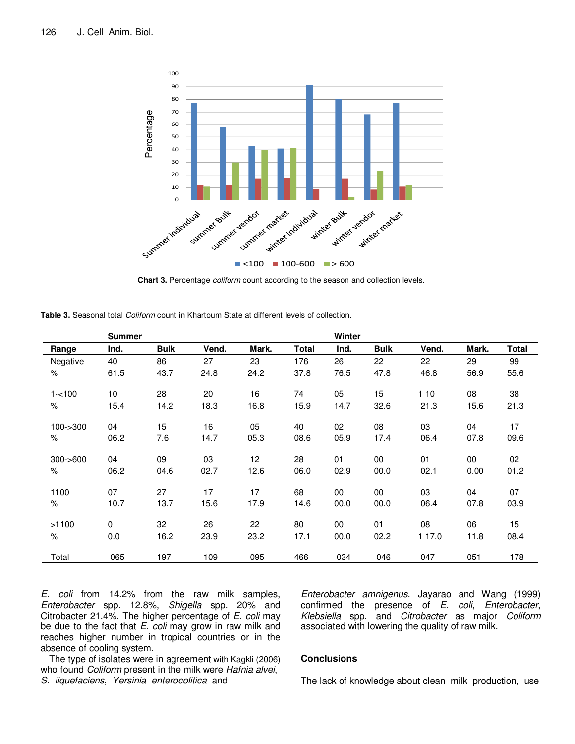Chart 3. Percentage *coliform* count according to the season and collection levels.

Table 3. Seasonal total *Coliform* count in Khartoum State at different levels of collection.

| | Summer | | | | | Winter | | | | |
|---|---|---|---|---|---|---|---|---|---|---|
| Range | Ind. | Bulk | Vend. | Mark. | Total | Ind. | Bulk | Vend. | Mark. | Total |
| Negative | 40 | 86 | 27 | 23 | 176 | 26 | 22 | 22 | 29 | 99 |
| % | 61.5 | 43.7 | 24.8 | 24.2 | 37.8 | 76.5 | 47.8 | 46.8 | 56.9 | 55.6 |
| 1-<100 | 10 | 28 | 20 | 16 | 74 | 05 | 15 | 1 10 | 08 | 38 |
| % | 15.4 | 14.2 | 18.3 | 16.8 | 15.9 | 14.7 | 32.6 | 21.3 | 15.6 | 21.3 |
| 100->300 | 04 | 15 | 16 | 05 | 40 | 02 | 08 | 03 | 04 | 17 |
| % | 06.2 | 7.6 | 14.7 | 05.3 | 08.6 | 05.9 | 17.4 | 06.4 | 07.8 | 09.6 |
| 300->600 | 04 | 09 | 03 | 12 | 28 | 01 | 00 | 01 | 00 | 02 |
| % | 06.2 | 04.6 | 02.7 | 12.6 | 06.0 | 02.9 | 00.0 | 02.1 | 0.00 | 01.2 |
| 1100 | 07 | 27 | 17 | 17 | 68 | 00 | 00 | 03 | 04 | 07 |
| % | 10.7 | 13.7 | 15.6 | 17.9 | 14.6 | 00.0 | 00.0 | 06.4 | 07.8 | 03.9 |
| >1100 | 0 | 32 | 26 | 22 | 80 | 00 | 01 | 08 | 06 | 15 |
| % | 0.0 | 16.2 | 23.9 | 23.2 | 17.1 | 00.0 | 02.2 | 1 17.0 | 11.8 | 08.4 |
| Total | 065 | 197 | 109 | 095 | 466 | 034 | 046 | 047 | 051 | 178 |

*E. coli* from 14.2% from the raw milk samples, *Enterobacter* spp. 12.8%, *Shigella* spp. 20% and Citrobacter 21.4%. The higher percentage of *E. coli* may be due to the fact that *E. coli* may grow in raw milk and reaches higher number in tropical countries or in the absence of cooling system.

The type of isolates were in agreement with Kagkli (2006) who found *Coliform* present in the milk were *Hafnia alvei*, *S. liquefaciens*, *Yersinia enterocolitica* and *Enterobacter amnigenus*. Jayarao and Wang (1999) confirmed the presence of *E. coli*, *Enterobacter*, *Klebsiella* spp. and *Citrobacter* as major *Coliform* associated with lowering the quality of raw milk.

## Conclusions

The lack of knowledge about clean milk production, use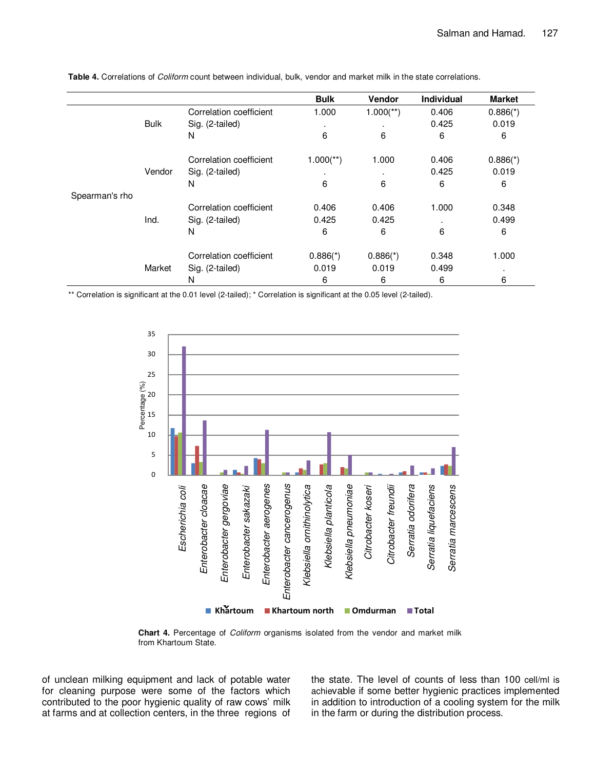**Table 4.** Correlations of *Coliform* count between individual, bulk, vendor and market milk in the state correlations.

| | | | Bulk | Vendor | Individual | Market |
|---|---|---|---|---|---|---|
| Spearman's rho | Bulk | Correlation coefficient | 1.000 | 1.000(**) | 0.406 | 0.886(*) |
| | | Sig. (2-tailed) | . | . | 0.425 | 0.019 |
| | | N | 6 | 6 | 6 | 6 |
| | Vendor | Correlation coefficient | 1.000(**) | 1.000 | 0.406 | 0.886(*) |
| | | Sig. (2-tailed) | . | . | 0.425 | 0.019 |
| | | N | 6 | 6 | 6 | 6 |
| | Ind. | Correlation coefficient | 0.406 | 0.406 | 1.000 | 0.348 |
| | | Sig. (2-tailed) | 0.425 | 0.425 | . | 0.499 |
| | | N | 6 | 6 | 6 | 6 |
| | Market | Correlation coefficient | 0.886(*) | 0.886(*) | 0.348 | 1.000 |
| | | Sig. (2-tailed) | 0.019 | 0.019 | 0.499 | . |
| | | N | 6 | 6 | 6 | 6 |

** Correlation is significant at the 0.01 level (2-tailed); * Correlation is significant at the 0.05 level (2-tailed).

**Chart 4.** Percentage of *Coliform* organisms isolated from the vendor and market milk from Khartoum State.

of unclean milking equipment and lack of potable water for cleaning purpose were some of the factors which contributed to the poor hygienic quality of raw cows' milk at farms and at collection centers, in the three regions of the state. The level of counts of less than 100 cell/ml is achievable if some better hygienic practices implemented in addition to introduction of a cooling system for the milk in the farm or during the distribution process.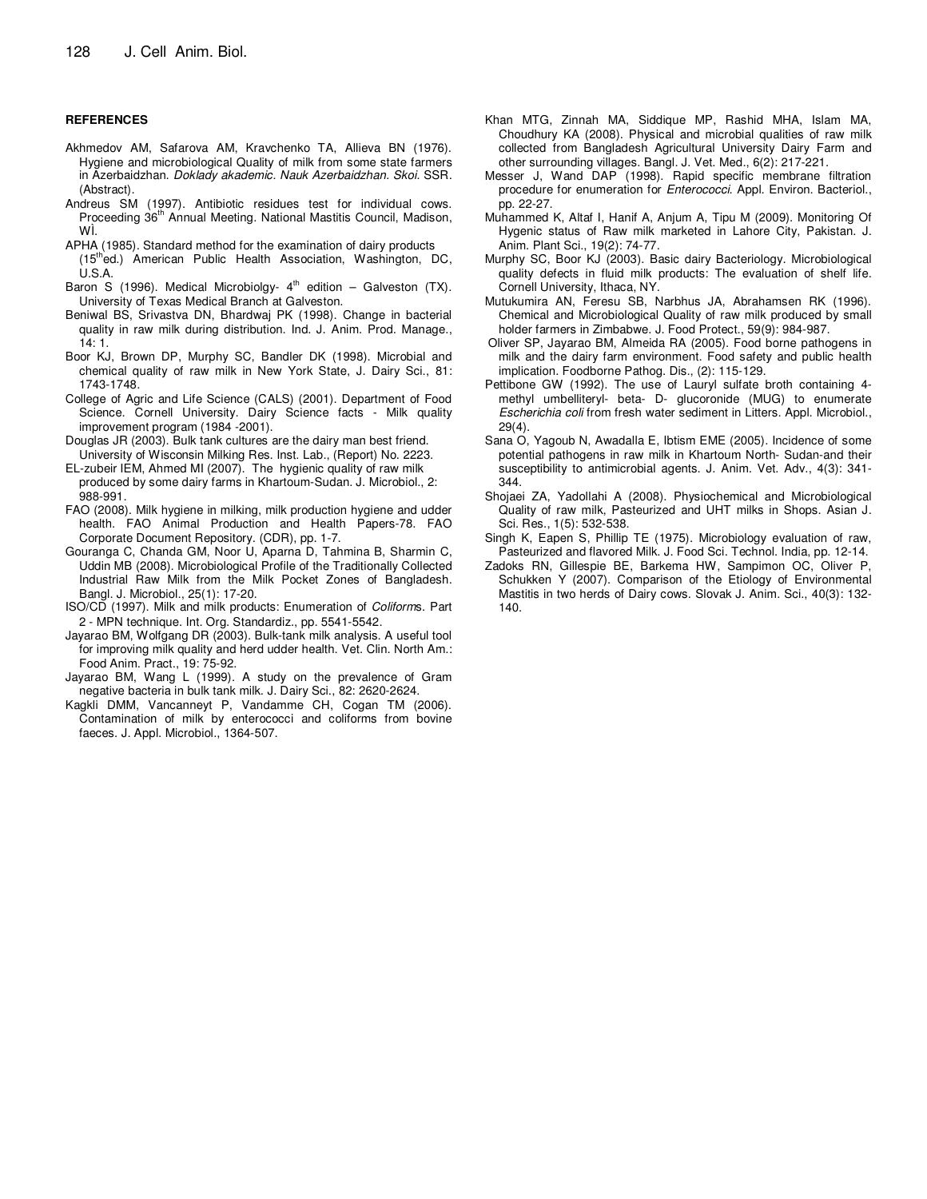**REFERENCES**

Akhmedov AM, Safarova AM, Kravchenko TA, Allieva BN (1976). Hygiene and microbiological Quality of milk from some state farmers in Azerbaidzhan. *Doklady akademic. Nauk Azerbaidzhan. Skoi.* SSR. (Abstract).

Andreus SM (1997). Antibiotic residues test for individual cows. Proceeding 36th Annual Meeting. National Mastitis Council, Madison, WÌ.

APHA (1985). Standard method for the examination of dairy products (15th ed.) American Public Health Association, Washington, DC, U.S.A.

Baron S (1996). Medical Microbiolgy- 4th edition – Galveston (TX). University of Texas Medical Branch at Galveston.

Beniwal BS, Srivastvna DN, Bhardwaj PK (1998). Change in bacterial quality in raw milk during distribution. Ind. J. Anim. Prod. Manage., 14: 1.

Boor KJ, Brown DP, Murphy SC, Bandler DK (1998). Microbial and chemical quality of raw milk in New York State, J. Dairy Sci., 81: 1743-1748.

College of Agric and Life Science (CALS) (2001). Department of Food Science. Cornell University. Dairy Science facts - Milk quality improvement program (1984 -2001).

Douglas JR (2003). Bulk tank cultures are the dairy man best friend. University of Wisconsin Milking Res. Inst. Lab., (Report) No. 2223.

EL-zubeir IEM, Ahmed MI (2007). The hygienic quality of raw milk produced by some dairy farms in Khartoum-Sudan. J. Microbiol., 2: 988-991.

FAO (2008). Milk hygiene in milking, milk production hygiene and udder health. FAO Animal Production and Health Papers-78. FAO Corporate Document Repository. (CDR), pp. 1-7.

Gouranga C, Chanda GM, Noor U, Aparna D, Tahmina B, Sharmin C, Uddin MB (2008). Microbiological Profile of the Traditionally Collected Industrial Raw Milk from the Milk Pocket Zones of Bangladesh. Bangl. J. Microbiol., 25(1): 17-20.

ISO/CD (1997). Milk and milk products: Enumeration of *Coliform*s. Part 2 - MPN technique. Int. Org. Standardiz., pp. 5541-5542.

Jayarao BM, Wolfgang DR (2003). Bulk-tank milk analysis. A useful tool for improving milk quality and herd udder health. Vet. Clin. North Am.: Food Anim. Pract., 19: 75-92.

Jayarao BM, Wang L (1999). A study on the prevalence of Gram negative bacteria in bulk tank milk. J. Dairy Sci., 82: 2620-2624.

Kagkli DMM, Vancanneyt P, Vandamme CH, Cogan TM (2006). Contamination of milk by enterococci and coliforms from bovine faeces. J. Appl. Microbiol., 1364-507.

Khan MTG, Zinnah MA, Siddique MP, Rashid MHA, Islam MA, Choudhury KA (2008). Physical and microbial qualities of raw milk collected from Bangladesh Agricultural University Dairy Farm and other surrounding villages. Bangl. J. Vet. Med., 6(2): 217-221.

Messer J, Wand DAP (1998). Rapid specific membrane filtration procedure for enumeration for *Enterococci*. Appl. Environ. Bacteriol., pp. 22-27.

Muhammed K, Altaf I, Hanif A, Anjum A, Tipu M (2009). Monitoring Of Hygenic status of Raw milk marketed in Lahore City, Pakistan. J. Anim. Plant Sci., 19(2): 74-77.

Murphy SC, Boor KJ (2003). Basic dairy Bacteriology. Microbiological quality defects in fluid milk products: The evaluation of shelf life. Cornell University, Ithaca, NY.

Mutukumira AN, Feresu SB, Narbhus JA, Abrahamsen RK (1996). Chemical and Microbiological Quality of raw milk produced by small holder farmers in Zimbabwe. J. Food Protect., 59(9): 984-987.

Oliver SP, Jayarao BM, Almeida RA (2005). Food borne pathogens in milk and the dairy farm environment. Food safety and public health implication. Foodborne Pathog. Dis., (2): 115-129.

Pettibone GW (1992). The use of Lauryl sulfate broth containing 4-methyl umbelliteryl- beta- D- glucoronide (MUG) to enumerate *Escherichia coli* from fresh water sediment in Litters. Appl. Microbiol., 29(4).

Sana O, Yagoub N, Awadalla E, Ibtism EME (2005). Incidence of some potential pathogens in raw milk in Khartoum North- Sudan-and their susceptibility to antimicrobial agents. J. Anim. Vet. Adv., 4(3): 341-344.

Shojaei ZA, Yadollahi A (2008). Physiochemical and Microbiological Quality of raw milk, Pasteurized and UHT milks in Shops. Asian J. Sci. Res., 1(5): 532-538.

Singh K, Eapen S, Phillip TE (1975). Microbiology evaluation of raw, Pasteurized and flavored Milk. J. Food Sci. Technol. India, pp. 12-14.

Zadoks RN, Gillespie BE, Barkema HW, Sampimon OC, Oliver P, Schukken Y (2007). Comparison of the Etiology of Environmental Mastitis in two herds of Dairy cows. Slovak J. Anim. Sci., 40(3): 132-140.